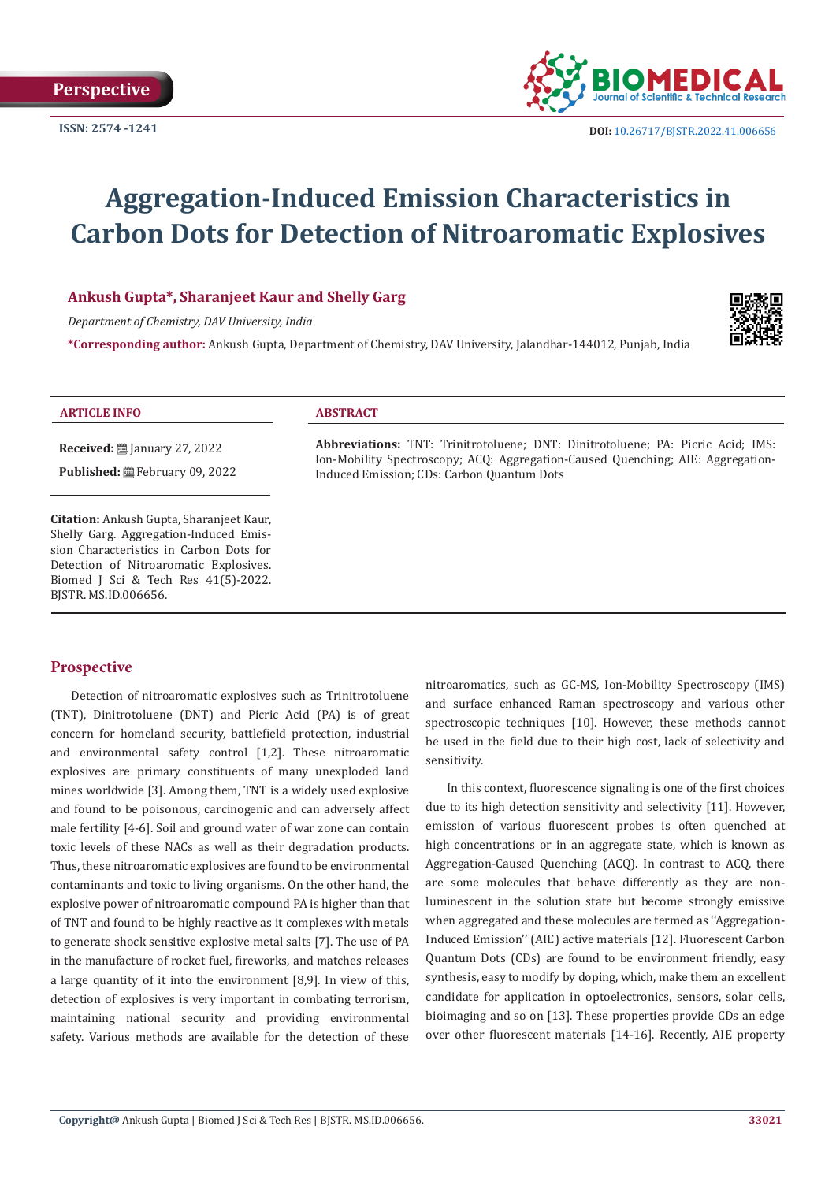Perspective

ISSN: 2574 -1241

DOI: 10.26717/BJSTR.2022.41.006656

# Aggregation-Induced Emission Characteristics in Carbon Dots for Detection of Nitroaromatic Explosives

**Ankush Gupta*, Sharanjeet Kaur and Shelly Garg**

*Department of Chemistry, DAV University, India*

***Corresponding author:** Ankush Gupta, Department of Chemistry, DAV University, Jalandhar-144012, Punjab, India

**ARTICLE INFO**

**Received:** January 27, 2022

**Published:** February 09, 2022

**Citation:** Ankush Gupta, Sharanjeet Kaur, Shelly Garg. Aggregation-Induced Emission Characteristics in Carbon Dots for Detection of Nitroaromatic Explosives. Biomed J Sci & Tech Res 41(5)-2022. BJSTR. MS.ID.006656.

**ABSTRACT**

**Abbreviations:** TNT: Trinitrotoluene; DNT: Dinitrotoluene; PA: Picric Acid; IMS: Ion-Mobility Spectroscopy; ACQ: Aggregation-Caused Quenching; AIE: Aggregation-Induced Emission; CDs: Carbon Quantum Dots

## Prospective

Detection of nitroaromatic explosives such as Trinitrotoluene (TNT), Dinitrotoluene (DNT) and Picric Acid (PA) is of great concern for homeland security, battlefield protection, industrial and environmental safety control [1,2]. These nitroaromatic explosives are primary constituents of many unexploded land mines worldwide [3]. Among them, TNT is a widely used explosive and found to be poisonous, carcinogenic and can adversely affect male fertility [4-6]. Soil and ground water of war zone can contain toxic levels of these NACs as well as their degradation products. Thus, these nitroaromatic explosives are found to be environmental contaminants and toxic to living organisms. On the other hand, the explosive power of nitroaromatic compound PA is higher than that of TNT and found to be highly reactive as it complexes with metals to generate shock sensitive explosive metal salts [7]. The use of PA in the manufacture of rocket fuel, fireworks, and matches releases a large quantity of it into the environment [8,9]. In view of this, detection of explosives is very important in combating terrorism, maintaining national security and providing environmental safety. Various methods are available for the detection of these nitroaromatics, such as GC-MS, Ion-Mobility Spectroscopy (IMS) and surface enhanced Raman spectroscopy and various other spectroscopic techniques [10]. However, these methods cannot be used in the field due to their high cost, lack of selectivity and sensitivity.

In this context, fluorescence signaling is one of the first choices due to its high detection sensitivity and selectivity [11]. However, emission of various fluorescent probes is often quenched at high concentrations or in an aggregate state, which is known as Aggregation-Caused Quenching (ACQ). In contrast to ACQ, there are some molecules that behave differently as they are non-luminescent in the solution state but become strongly emissive when aggregated and these molecules are termed as ''Aggregation-Induced Emission'' (AIE) active materials [12]. Fluorescent Carbon Quantum Dots (CDs) are found to be environment friendly, easy synthesis, easy to modify by doping, which, make them an excellent candidate for application in optoelectronics, sensors, solar cells, bioimaging and so on [13]. These properties provide CDs an edge over other fluorescent materials [14-16]. Recently, AIE property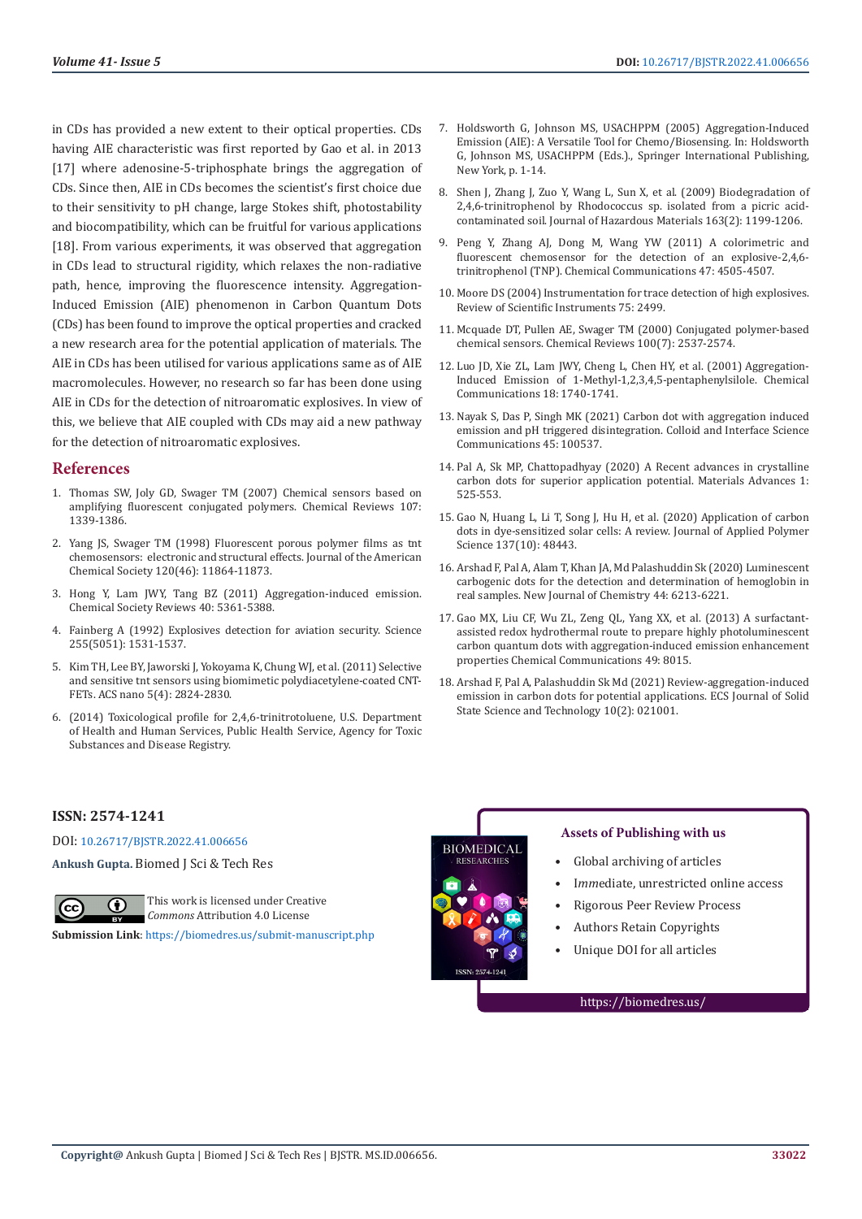in CDs has provided a new extent to their optical properties. CDs having AIE characteristic was first reported by Gao et al. in 2013 [17] where adenosine-5-triphosphate brings the aggregation of CDs. Since then, AIE in CDs becomes the scientist's first choice due to their sensitivity to pH change, large Stokes shift, photostability and biocompatibility, which can be fruitful for various applications [18]. From various experiments, it was observed that aggregation in CDs lead to structural rigidity, which relaxes the non-radiative path, hence, improving the fluorescence intensity. Aggregation-Induced Emission (AIE) phenomenon in Carbon Quantum Dots (CDs) has been found to improve the optical properties and cracked a new research area for the potential application of materials. The AIE in CDs has been utilised for various applications same as of AIE macromolecules. However, no research so far has been done using AIE in CDs for the detection of nitroaromatic explosives. In view of this, we believe that AIE coupled with CDs may aid a new pathway for the detection of nitroaromatic explosives.

## References

1. Thomas SW, Joly GD, Swager TM (2007) Chemical sensors based on amplifying fluorescent conjugated polymers. Chemical Reviews 107: 1339-1386.
2. Yang JS, Swager TM (1998) Fluorescent porous polymer films as tnt chemosensors: electronic and structural effects. Journal of the American Chemical Society 120(46): 11864-11873.
3. Hong Y, Lam JWY, Tang BZ (2011) Aggregation-induced emission. Chemical Society Reviews 40: 5361-5388.
4. Fainberg A (1992) Explosives detection for aviation security. Science 255(5051): 1531-1537.
5. Kim TH, Lee BY, Jaworski J, Yokoyama K, Chung WJ, et al. (2011) Selective and sensitive tnt sensors using biomimetic polydiacetylene-coated CNT-FETs. ACS nano 5(4): 2824-2830.
6. (2014) Toxicological profile for 2,4,6-trinitrotoluene, U.S. Department of Health and Human Services, Public Health Service, Agency for Toxic Substances and Disease Registry.
7. Holdsworth G, Johnson MS, USACHPPM (2005) Aggregation-Induced Emission (AIE): A Versatile Tool for Chemo/Biosensing. In: Holdsworth G, Johnson MS, USACHPPM (Eds.)., Springer International Publishing, New York, p. 1-14.
8. Shen J, Zhang J, Zuo Y, Wang L, Sun X, et al. (2009) Biodegradation of 2,4,6-trinitrophenol by Rhodococcus sp. isolated from a picric acid-contaminated soil. Journal of Hazardous Materials 163(2): 1199-1206.
9. Peng Y, Zhang AJ, Dong M, Wang YW (2011) A colorimetric and fluorescent chemosensor for the detection of an explosive-2,4,6-trinitrophenol (TNP). Chemical Communications 47: 4505-4507.
10. Moore DS (2004) Instrumentation for trace detection of high explosives. Review of Scientific Instruments 75: 2499.
11. Mcquade DT, Pullen AE, Swager TM (2000) Conjugated polymer-based chemical sensors. Chemical Reviews 100(7): 2537-2574.
12. Luo JD, Xie ZL, Lam JWY, Cheng L, Chen HY, et al. (2001) Aggregation-Induced Emission of 1-Methyl-1,2,3,4,5-pentaphenylsilole. Chemical Communications 18: 1740-1741.
13. Nayak S, Das P, Singh MK (2021) Carbon dot with aggregation induced emission and pH triggered disintegration. Colloid and Interface Science Communications 45: 100537.
14. Pal A, Sk MP, Chattopadhyay (2020) A Recent advances in crystalline carbon dots for superior application potential. Materials Advances 1: 525-553.
15. Gao N, Huang L, Li T, Song J, Hu H, et al. (2020) Application of carbon dots in dye-sensitized solar cells: A review. Journal of Applied Polymer Science 137(10): 48443.
16. Arshad F, Pal A, Alam T, Khan JA, Md Palashuddin Sk (2020) Luminescent carbogenic dots for the detection and determination of hemoglobin in real samples. New Journal of Chemistry 44: 6213-6221.
17. Gao MX, Liu CF, Wu ZL, Zeng QL, Yang XX, et al. (2013) A surfactant-assisted redox hydrothermal route to prepare highly photoluminescent carbon quantum dots with aggregation-induced emission enhancement properties Chemical Communications 49: 8015.
18. Arshad F, Pal A, Palashuddin Sk Md (2021) Review-aggregation-induced emission in carbon dots for potential applications. ECS Journal of Solid State Science and Technology 10(2): 021001.

**ISSN: 2574-1241**

DOI: 10.26717/BJSTR.2022.41.006656

**Ankush Gupta.** Biomed J Sci & Tech Res

This work is licensed under Creative *Commons* Attribution 4.0 License

**Submission Link**: https://biomedres.us/submit-manuscript.php

### Assets of Publishing with us

- Global archiving of articles
- Immediate, unrestricted online access
- Rigorous Peer Review Process
- Authors Retain Copyrights
- Unique DOI for all articles

https://biomedres.us/